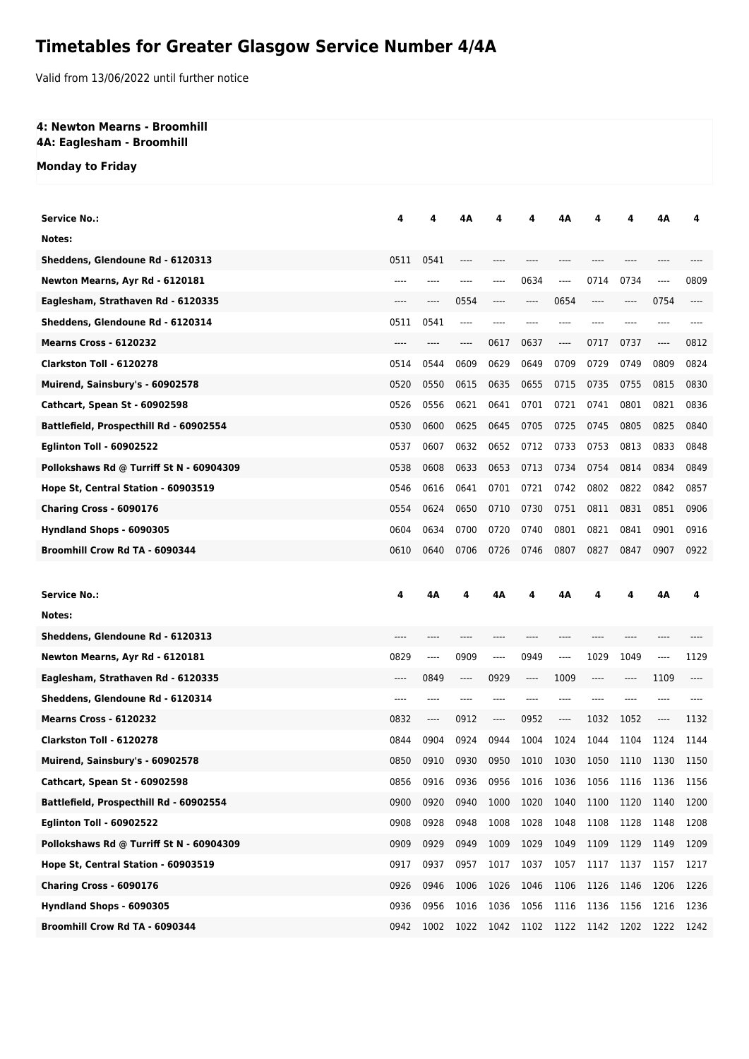# Timetables for Greater Glasgow Service Number 4/4A

Valid from 13/06/2022 until further notice

**4: Newton Mearns - Broomhill**
**4A: Eaglesham - Broomhill**

**Monday to Friday**

| Service No.: | 4 | 4 | 4A | 4 | 4 | 4A | 4 | 4 | 4A | 4 |
|---|---|---|---|---|---|---|---|---|---|---|
| Notes: | | | | | | | | | | |
| Sheddens, Glendoune Rd - 6120313 | 0511 | 0541 | ---- | ---- | ---- | ---- | ---- | ---- | ---- | ---- |
| Newton Mearns, Ayr Rd - 6120181 | ---- | ---- | ---- | ---- | 0634 | ---- | 0714 | 0734 | ---- | 0809 |
| Eaglesham, Strathaven Rd - 6120335 | ---- | ---- | 0554 | ---- | ---- | 0654 | ---- | ---- | 0754 | ---- |
| Sheddens, Glendoune Rd - 6120314 | 0511 | 0541 | ---- | ---- | ---- | ---- | ---- | ---- | ---- | ---- |
| Mearns Cross - 6120232 | ---- | ---- | ---- | 0617 | 0637 | ---- | 0717 | 0737 | ---- | 0812 |
| Clarkston Toll - 6120278 | 0514 | 0544 | 0609 | 0629 | 0649 | 0709 | 0729 | 0749 | 0809 | 0824 |
| Muirend, Sainsbury's - 60902578 | 0520 | 0550 | 0615 | 0635 | 0655 | 0715 | 0735 | 0755 | 0815 | 0830 |
| Cathcart, Spean St - 60902598 | 0526 | 0556 | 0621 | 0641 | 0701 | 0721 | 0741 | 0801 | 0821 | 0836 |
| Battlefield, Prospecthill Rd - 60902554 | 0530 | 0600 | 0625 | 0645 | 0705 | 0725 | 0745 | 0805 | 0825 | 0840 |
| Eglinton Toll - 60902522 | 0537 | 0607 | 0632 | 0652 | 0712 | 0733 | 0753 | 0813 | 0833 | 0848 |
| Pollokshaws Rd @ Turriff St N - 60904309 | 0538 | 0608 | 0633 | 0653 | 0713 | 0734 | 0754 | 0814 | 0834 | 0849 |
| Hope St, Central Station - 60903519 | 0546 | 0616 | 0641 | 0701 | 0721 | 0742 | 0802 | 0822 | 0842 | 0857 |
| Charing Cross - 6090176 | 0554 | 0624 | 0650 | 0710 | 0730 | 0751 | 0811 | 0831 | 0851 | 0906 |
| Hyndland Shops - 6090305 | 0604 | 0634 | 0700 | 0720 | 0740 | 0801 | 0821 | 0841 | 0901 | 0916 |
| Broomhill Crow Rd TA - 6090344 | 0610 | 0640 | 0706 | 0726 | 0746 | 0807 | 0827 | 0847 | 0907 | 0922 |

| Service No.: | 4 | 4A | 4 | 4A | 4 | 4A | 4 | 4 | 4A | 4 |
|---|---|---|---|---|---|---|---|---|---|---|
| Notes: | | | | | | | | | | |
| Sheddens, Glendoune Rd - 6120313 | ---- | ---- | ---- | ---- | ---- | ---- | ---- | ---- | ---- | ---- |
| Newton Mearns, Ayr Rd - 6120181 | 0829 | ---- | 0909 | ---- | 0949 | ---- | 1029 | 1049 | ---- | 1129 |
| Eaglesham, Strathaven Rd - 6120335 | ---- | 0849 | ---- | 0929 | ---- | 1009 | ---- | ---- | 1109 | ---- |
| Sheddens, Glendoune Rd - 6120314 | ---- | ---- | ---- | ---- | ---- | ---- | ---- | ---- | ---- | ---- |
| Mearns Cross - 6120232 | 0832 | ---- | 0912 | ---- | 0952 | ---- | 1032 | 1052 | ---- | 1132 |
| Clarkston Toll - 6120278 | 0844 | 0904 | 0924 | 0944 | 1004 | 1024 | 1044 | 1104 | 1124 | 1144 |
| Muirend, Sainsbury's - 60902578 | 0850 | 0910 | 0930 | 0950 | 1010 | 1030 | 1050 | 1110 | 1130 | 1150 |
| Cathcart, Spean St - 60902598 | 0856 | 0916 | 0936 | 0956 | 1016 | 1036 | 1056 | 1116 | 1136 | 1156 |
| Battlefield, Prospecthill Rd - 60902554 | 0900 | 0920 | 0940 | 1000 | 1020 | 1040 | 1100 | 1120 | 1140 | 1200 |
| Eglinton Toll - 60902522 | 0908 | 0928 | 0948 | 1008 | 1028 | 1048 | 1108 | 1128 | 1148 | 1208 |
| Pollokshaws Rd @ Turriff St N - 60904309 | 0909 | 0929 | 0949 | 1009 | 1029 | 1049 | 1109 | 1129 | 1149 | 1209 |
| Hope St, Central Station - 60903519 | 0917 | 0937 | 0957 | 1017 | 1037 | 1057 | 1117 | 1137 | 1157 | 1217 |
| Charing Cross - 6090176 | 0926 | 0946 | 1006 | 1026 | 1046 | 1106 | 1126 | 1146 | 1206 | 1226 |
| Hyndland Shops - 6090305 | 0936 | 0956 | 1016 | 1036 | 1056 | 1116 | 1136 | 1156 | 1216 | 1236 |
| Broomhill Crow Rd TA - 6090344 | 0942 | 1002 | 1022 | 1042 | 1102 | 1122 | 1142 | 1202 | 1222 | 1242 |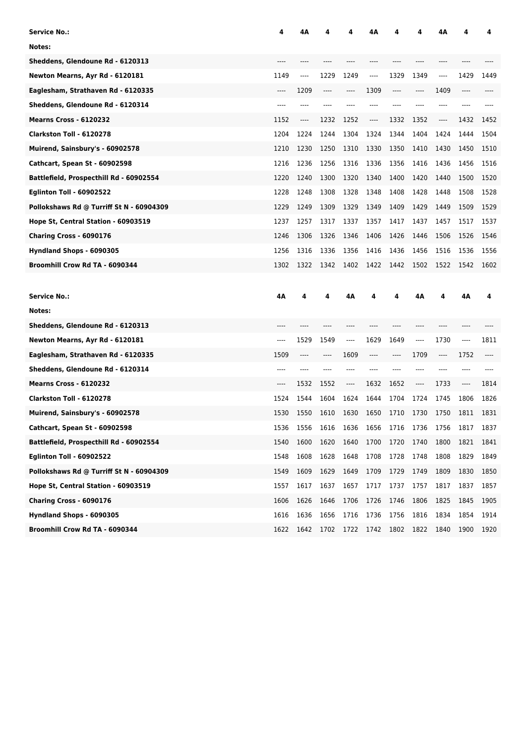| Service No.: | 4 | 4A | 4 | 4 | 4A | 4 | 4 | 4A | 4 | 4 |
|---|---|---|---|---|---|---|---|---|---|---|
| Notes: | | | | | | | | | | |
| Sheddens, Glendoune Rd - 6120313 | ---- | ---- | ---- | ---- | ---- | ---- | ---- | ---- | ---- | ---- |
| Newton Mearns, Ayr Rd - 6120181 | 1149 | ---- | 1229 | 1249 | ---- | 1329 | 1349 | ---- | 1429 | 1449 |
| Eaglesham, Strathaven Rd - 6120335 | ---- | 1209 | ---- | ---- | 1309 | ---- | ---- | 1409 | ---- | ---- |
| Sheddens, Glendoune Rd - 6120314 | ---- | ---- | ---- | ---- | ---- | ---- | ---- | ---- | ---- | ---- |
| Mearns Cross - 6120232 | 1152 | ---- | 1232 | 1252 | ---- | 1332 | 1352 | ---- | 1432 | 1452 |
| Clarkston Toll - 6120278 | 1204 | 1224 | 1244 | 1304 | 1324 | 1344 | 1404 | 1424 | 1444 | 1504 |
| Muirend, Sainsbury's - 60902578 | 1210 | 1230 | 1250 | 1310 | 1330 | 1350 | 1410 | 1430 | 1450 | 1510 |
| Cathcart, Spean St - 60902598 | 1216 | 1236 | 1256 | 1316 | 1336 | 1356 | 1416 | 1436 | 1456 | 1516 |
| Battlefield, Prospecthill Rd - 60902554 | 1220 | 1240 | 1300 | 1320 | 1340 | 1400 | 1420 | 1440 | 1500 | 1520 |
| Eglinton Toll - 60902522 | 1228 | 1248 | 1308 | 1328 | 1348 | 1408 | 1428 | 1448 | 1508 | 1528 |
| Pollokshaws Rd @ Turriff St N - 60904309 | 1229 | 1249 | 1309 | 1329 | 1349 | 1409 | 1429 | 1449 | 1509 | 1529 |
| Hope St, Central Station - 60903519 | 1237 | 1257 | 1317 | 1337 | 1357 | 1417 | 1437 | 1457 | 1517 | 1537 |
| Charing Cross - 6090176 | 1246 | 1306 | 1326 | 1346 | 1406 | 1426 | 1446 | 1506 | 1526 | 1546 |
| Hyndland Shops - 6090305 | 1256 | 1316 | 1336 | 1356 | 1416 | 1436 | 1456 | 1516 | 1536 | 1556 |
| Broomhill Crow Rd TA - 6090344 | 1302 | 1322 | 1342 | 1402 | 1422 | 1442 | 1502 | 1522 | 1542 | 1602 |

| Service No.: | 4A | 4 | 4 | 4A | 4 | 4 | 4A | 4 | 4A | 4 |
|---|---|---|---|---|---|---|---|---|---|---|
| Notes: | | | | | | | | | | |
| Sheddens, Glendoune Rd - 6120313 | ---- | ---- | ---- | ---- | ---- | ---- | ---- | ---- | ---- | ---- |
| Newton Mearns, Ayr Rd - 6120181 | ---- | 1529 | 1549 | ---- | 1629 | 1649 | ---- | 1730 | ---- | 1811 |
| Eaglesham, Strathaven Rd - 6120335 | 1509 | ---- | ---- | 1609 | ---- | ---- | 1709 | ---- | 1752 | ---- |
| Sheddens, Glendoune Rd - 6120314 | ---- | ---- | ---- | ---- | ---- | ---- | ---- | ---- | ---- | ---- |
| Mearns Cross - 6120232 | ---- | 1532 | 1552 | ---- | 1632 | 1652 | ---- | 1733 | ---- | 1814 |
| Clarkston Toll - 6120278 | 1524 | 1544 | 1604 | 1624 | 1644 | 1704 | 1724 | 1745 | 1806 | 1826 |
| Muirend, Sainsbury's - 60902578 | 1530 | 1550 | 1610 | 1630 | 1650 | 1710 | 1730 | 1750 | 1811 | 1831 |
| Cathcart, Spean St - 60902598 | 1536 | 1556 | 1616 | 1636 | 1656 | 1716 | 1736 | 1756 | 1817 | 1837 |
| Battlefield, Prospecthill Rd - 60902554 | 1540 | 1600 | 1620 | 1640 | 1700 | 1720 | 1740 | 1800 | 1821 | 1841 |
| Eglinton Toll - 60902522 | 1548 | 1608 | 1628 | 1648 | 1708 | 1728 | 1748 | 1808 | 1829 | 1849 |
| Pollokshaws Rd @ Turriff St N - 60904309 | 1549 | 1609 | 1629 | 1649 | 1709 | 1729 | 1749 | 1809 | 1830 | 1850 |
| Hope St, Central Station - 60903519 | 1557 | 1617 | 1637 | 1657 | 1717 | 1737 | 1757 | 1817 | 1837 | 1857 |
| Charing Cross - 6090176 | 1606 | 1626 | 1646 | 1706 | 1726 | 1746 | 1806 | 1825 | 1845 | 1905 |
| Hyndland Shops - 6090305 | 1616 | 1636 | 1656 | 1716 | 1736 | 1756 | 1816 | 1834 | 1854 | 1914 |
| Broomhill Crow Rd TA - 6090344 | 1622 | 1642 | 1702 | 1722 | 1742 | 1802 | 1822 | 1840 | 1900 | 1920 |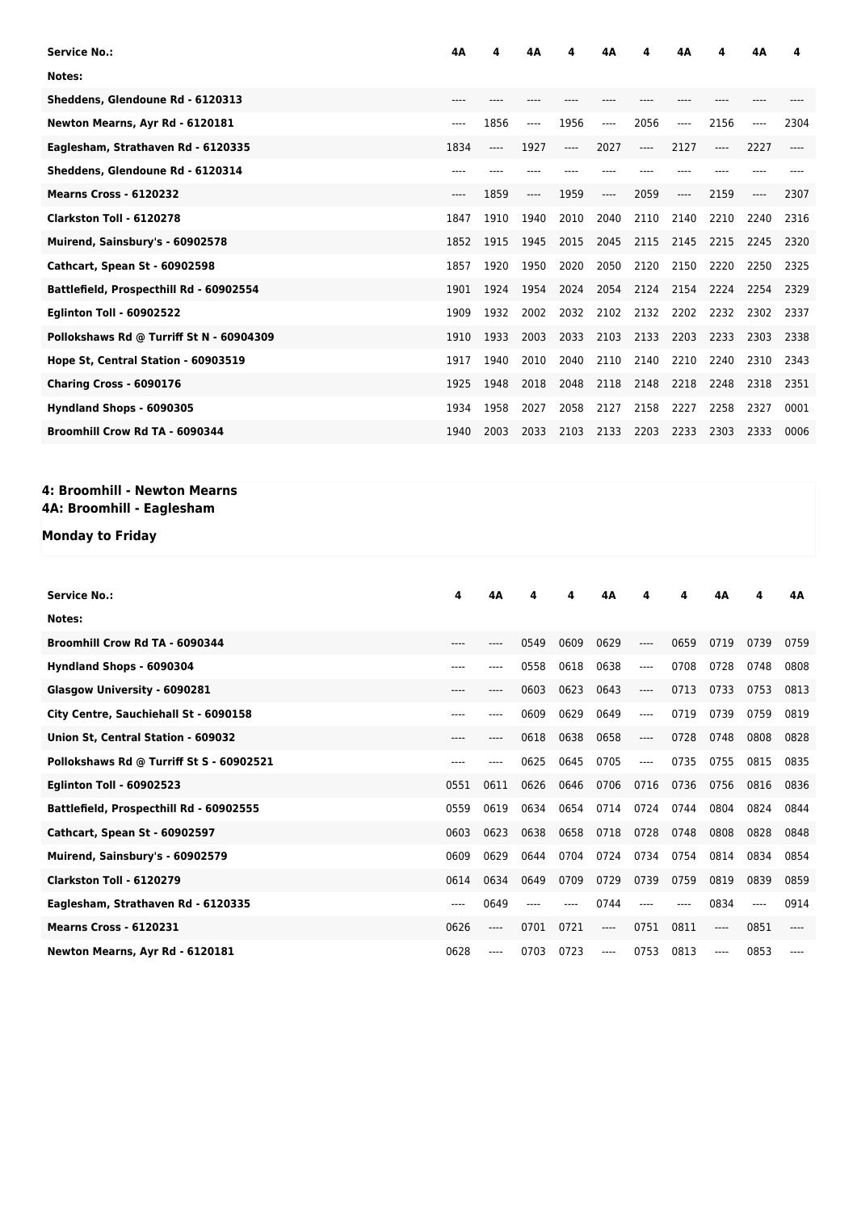| Service No.: | 4A | 4 | 4A | 4 | 4A | 4 | 4A | 4 | 4A | 4 |
|---|---|---|---|---|---|---|---|---|---|---|
| Notes: | | | | | | | | | | |
| Sheddens, Glendoune Rd - 6120313 | ---- | ---- | ---- | ---- | ---- | ---- | ---- | ---- | ---- | ---- |
| Newton Mearns, Ayr Rd - 6120181 | ---- | 1856 | ---- | 1956 | ---- | 2056 | ---- | 2156 | ---- | 2304 |
| Eaglesham, Strathaven Rd - 6120335 | 1834 | ---- | 1927 | ---- | 2027 | ---- | 2127 | ---- | 2227 | ---- |
| Sheddens, Glendoune Rd - 6120314 | ---- | ---- | ---- | ---- | ---- | ---- | ---- | ---- | ---- | ---- |
| Mearns Cross - 6120232 | ---- | 1859 | ---- | 1959 | ---- | 2059 | ---- | 2159 | ---- | 2307 |
| Clarkston Toll - 6120278 | 1847 | 1910 | 1940 | 2010 | 2040 | 2110 | 2140 | 2210 | 2240 | 2316 |
| Muirend, Sainsbury's - 60902578 | 1852 | 1915 | 1945 | 2015 | 2045 | 2115 | 2145 | 2215 | 2245 | 2320 |
| Cathcart, Spean St - 60902598 | 1857 | 1920 | 1950 | 2020 | 2050 | 2120 | 2150 | 2220 | 2250 | 2325 |
| Battlefield, Prospecthill Rd - 60902554 | 1901 | 1924 | 1954 | 2024 | 2054 | 2124 | 2154 | 2224 | 2254 | 2329 |
| Eglinton Toll - 60902522 | 1909 | 1932 | 2002 | 2032 | 2102 | 2132 | 2202 | 2232 | 2302 | 2337 |
| Pollokshaws Rd @ Turriff St N - 60904309 | 1910 | 1933 | 2003 | 2033 | 2103 | 2133 | 2203 | 2233 | 2303 | 2338 |
| Hope St, Central Station - 60903519 | 1917 | 1940 | 2010 | 2040 | 2110 | 2140 | 2210 | 2240 | 2310 | 2343 |
| Charing Cross - 6090176 | 1925 | 1948 | 2018 | 2048 | 2118 | 2148 | 2218 | 2248 | 2318 | 2351 |
| Hyndland Shops - 6090305 | 1934 | 1958 | 2027 | 2058 | 2127 | 2158 | 2227 | 2258 | 2327 | 0001 |
| Broomhill Crow Rd TA - 6090344 | 1940 | 2003 | 2033 | 2103 | 2133 | 2203 | 2233 | 2303 | 2333 | 0006 |

## 4: Broomhill - Newton Mearns
## 4A: Broomhill - Eaglesham

### Monday to Friday

| Service No.: | 4 | 4A | 4 | 4 | 4A | 4 | 4 | 4A | 4 | 4A |
|---|---|---|---|---|---|---|---|---|---|---|
| Notes: | | | | | | | | | | |
| Broomhill Crow Rd TA - 6090344 | ---- | ---- | 0549 | 0609 | 0629 | ---- | 0659 | 0719 | 0739 | 0759 |
| Hyndland Shops - 6090304 | ---- | ---- | 0558 | 0618 | 0638 | ---- | 0708 | 0728 | 0748 | 0808 |
| Glasgow University - 6090281 | ---- | ---- | 0603 | 0623 | 0643 | ---- | 0713 | 0733 | 0753 | 0813 |
| City Centre, Sauchiehall St - 6090158 | ---- | ---- | 0609 | 0629 | 0649 | ---- | 0719 | 0739 | 0759 | 0819 |
| Union St, Central Station - 609032 | ---- | ---- | 0618 | 0638 | 0658 | ---- | 0728 | 0748 | 0808 | 0828 |
| Pollokshaws Rd @ Turriff St S - 60902521 | ---- | ---- | 0625 | 0645 | 0705 | ---- | 0735 | 0755 | 0815 | 0835 |
| Eglinton Toll - 60902523 | 0551 | 0611 | 0626 | 0646 | 0706 | 0716 | 0736 | 0756 | 0816 | 0836 |
| Battlefield, Prospecthill Rd - 60902555 | 0559 | 0619 | 0634 | 0654 | 0714 | 0724 | 0744 | 0804 | 0824 | 0844 |
| Cathcart, Spean St - 60902597 | 0603 | 0623 | 0638 | 0658 | 0718 | 0728 | 0748 | 0808 | 0828 | 0848 |
| Muirend, Sainsbury's - 60902579 | 0609 | 0629 | 0644 | 0704 | 0724 | 0734 | 0754 | 0814 | 0834 | 0854 |
| Clarkston Toll - 6120279 | 0614 | 0634 | 0649 | 0709 | 0729 | 0739 | 0759 | 0819 | 0839 | 0859 |
| Eaglesham, Strathaven Rd - 6120335 | ---- | 0649 | ---- | ---- | 0744 | ---- | ---- | 0834 | ---- | 0914 |
| Mearns Cross - 6120231 | 0626 | ---- | 0701 | 0721 | ---- | 0751 | 0811 | ---- | 0851 | ---- |
| Newton Mearns, Ayr Rd - 6120181 | 0628 | ---- | 0703 | 0723 | ---- | 0753 | 0813 | ---- | 0853 | ---- |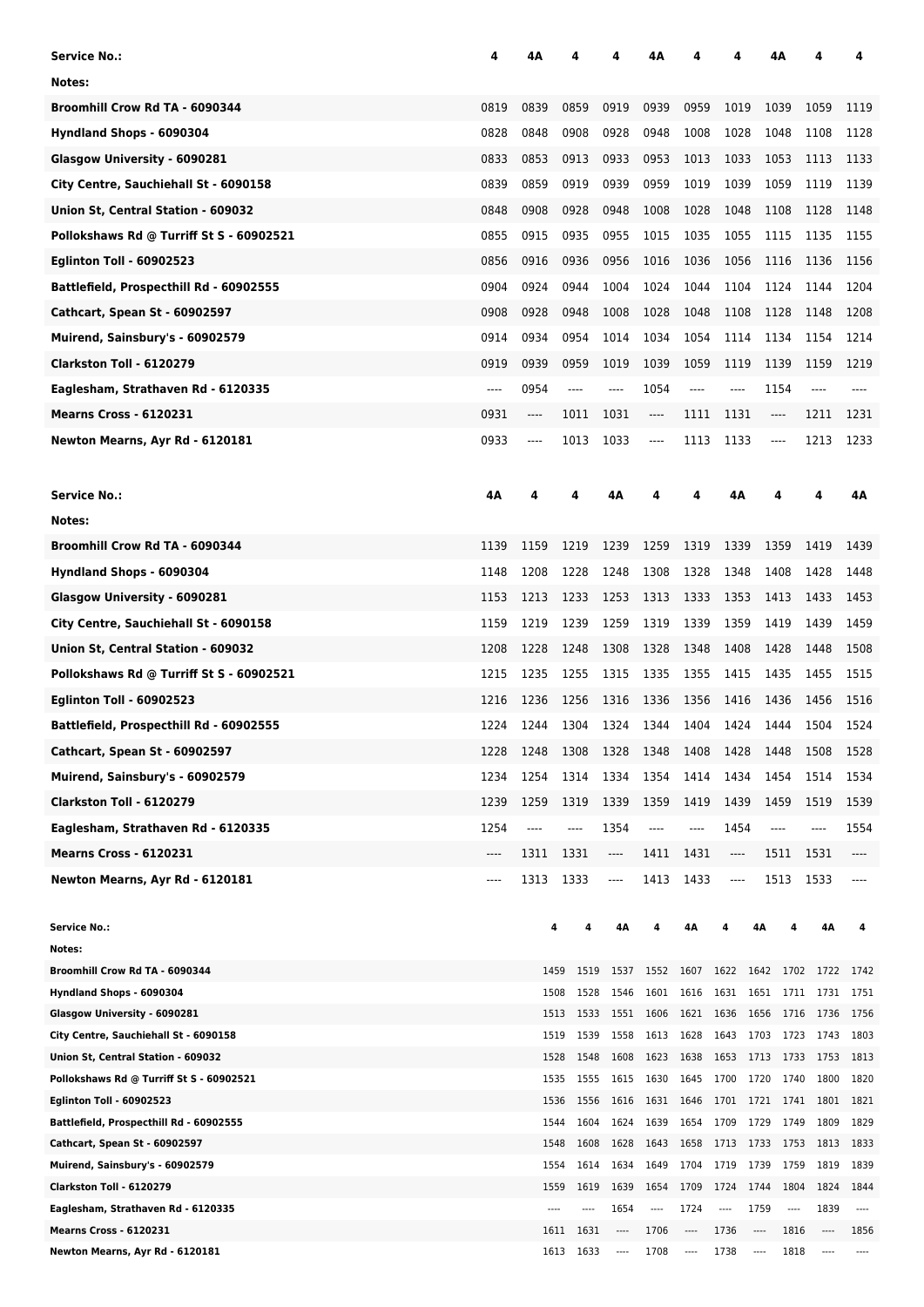| Service No.: | 4 | 4A | 4 | 4 | 4A | 4 | 4 | 4A | 4 | 4 |
|---|---|---|---|---|---|---|---|---|---|---|
| Notes: | | | | | | | | | | |
| Broomhill Crow Rd TA - 6090344 | 0819 | 0839 | 0859 | 0919 | 0939 | 0959 | 1019 | 1039 | 1059 | 1119 |
| Hyndland Shops - 6090304 | 0828 | 0848 | 0908 | 0928 | 0948 | 1008 | 1028 | 1048 | 1108 | 1128 |
| Glasgow University - 6090281 | 0833 | 0853 | 0913 | 0933 | 0953 | 1013 | 1033 | 1053 | 1113 | 1133 |
| City Centre, Sauchiehall St - 6090158 | 0839 | 0859 | 0919 | 0939 | 0959 | 1019 | 1039 | 1059 | 1119 | 1139 |
| Union St, Central Station - 609032 | 0848 | 0908 | 0928 | 0948 | 1008 | 1028 | 1048 | 1108 | 1128 | 1148 |
| Pollokshaws Rd @ Turriff St S - 60902521 | 0855 | 0915 | 0935 | 0955 | 1015 | 1035 | 1055 | 1115 | 1135 | 1155 |
| Eglinton Toll - 60902523 | 0856 | 0916 | 0936 | 0956 | 1016 | 1036 | 1056 | 1116 | 1136 | 1156 |
| Battlefield, Prospecthill Rd - 60902555 | 0904 | 0924 | 0944 | 1004 | 1024 | 1044 | 1104 | 1124 | 1144 | 1204 |
| Cathcart, Spean St - 60902597 | 0908 | 0928 | 0948 | 1008 | 1028 | 1048 | 1108 | 1128 | 1148 | 1208 |
| Muirend, Sainsbury's - 60902579 | 0914 | 0934 | 0954 | 1014 | 1034 | 1054 | 1114 | 1134 | 1154 | 1214 |
| Clarkston Toll - 6120279 | 0919 | 0939 | 0959 | 1019 | 1039 | 1059 | 1119 | 1139 | 1159 | 1219 |
| Eaglesham, Strathaven Rd - 6120335 | ---- | 0954 | ---- | ---- | 1054 | ---- | ---- | 1154 | ---- | ---- |
| Mearns Cross - 6120231 | 0931 | ---- | 1011 | 1031 | ---- | 1111 | 1131 | ---- | 1211 | 1231 |
| Newton Mearns, Ayr Rd - 6120181 | 0933 | ---- | 1013 | 1033 | ---- | 1113 | 1133 | ---- | 1213 | 1233 |

| Service No.: | 4A | 4 | 4 | 4A | 4 | 4 | 4A | 4 | 4 | 4A |
|---|---|---|---|---|---|---|---|---|---|---|
| Notes: | | | | | | | | | | |
| Broomhill Crow Rd TA - 6090344 | 1139 | 1159 | 1219 | 1239 | 1259 | 1319 | 1339 | 1359 | 1419 | 1439 |
| Hyndland Shops - 6090304 | 1148 | 1208 | 1228 | 1248 | 1308 | 1328 | 1348 | 1408 | 1428 | 1448 |
| Glasgow University - 6090281 | 1153 | 1213 | 1233 | 1253 | 1313 | 1333 | 1353 | 1413 | 1433 | 1453 |
| City Centre, Sauchiehall St - 6090158 | 1159 | 1219 | 1239 | 1259 | 1319 | 1339 | 1359 | 1419 | 1439 | 1459 |
| Union St, Central Station - 609032 | 1208 | 1228 | 1248 | 1308 | 1328 | 1348 | 1408 | 1428 | 1448 | 1508 |
| Pollokshaws Rd @ Turriff St S - 60902521 | 1215 | 1235 | 1255 | 1315 | 1335 | 1355 | 1415 | 1435 | 1455 | 1515 |
| Eglinton Toll - 60902523 | 1216 | 1236 | 1256 | 1316 | 1336 | 1356 | 1416 | 1436 | 1456 | 1516 |
| Battlefield, Prospecthill Rd - 60902555 | 1224 | 1244 | 1304 | 1324 | 1344 | 1404 | 1424 | 1444 | 1504 | 1524 |
| Cathcart, Spean St - 60902597 | 1228 | 1248 | 1308 | 1328 | 1348 | 1408 | 1428 | 1448 | 1508 | 1528 |
| Muirend, Sainsbury's - 60902579 | 1234 | 1254 | 1314 | 1334 | 1354 | 1414 | 1434 | 1454 | 1514 | 1534 |
| Clarkston Toll - 6120279 | 1239 | 1259 | 1319 | 1339 | 1359 | 1419 | 1439 | 1459 | 1519 | 1539 |
| Eaglesham, Strathaven Rd - 6120335 | 1254 | ---- | ---- | 1354 | ---- | ---- | 1454 | ---- | ---- | 1554 |
| Mearns Cross - 6120231 | ---- | 1311 | 1331 | ---- | 1411 | 1431 | ---- | 1511 | 1531 | ---- |
| Newton Mearns, Ayr Rd - 6120181 | ---- | 1313 | 1333 | ---- | 1413 | 1433 | ---- | 1513 | 1533 | ---- |

| Service No.: | 4 | 4 | 4A | 4 | 4A | 4 | 4A | 4 | 4A | 4 |
|---|---|---|---|---|---|---|---|---|---|---|
| Notes: | | | | | | | | | | |
| Broomhill Crow Rd TA - 6090344 | 1459 | 1519 | 1537 | 1552 | 1607 | 1622 | 1642 | 1702 | 1722 | 1742 |
| Hyndland Shops - 6090304 | 1508 | 1528 | 1546 | 1601 | 1616 | 1631 | 1651 | 1711 | 1731 | 1751 |
| Glasgow University - 6090281 | 1513 | 1533 | 1551 | 1606 | 1621 | 1636 | 1656 | 1716 | 1736 | 1756 |
| City Centre, Sauchiehall St - 6090158 | 1519 | 1539 | 1558 | 1613 | 1628 | 1643 | 1703 | 1723 | 1743 | 1803 |
| Union St, Central Station - 609032 | 1528 | 1548 | 1608 | 1623 | 1638 | 1653 | 1713 | 1733 | 1753 | 1813 |
| Pollokshaws Rd @ Turriff St S - 60902521 | 1535 | 1555 | 1615 | 1630 | 1645 | 1700 | 1720 | 1740 | 1800 | 1820 |
| Eglinton Toll - 60902523 | 1536 | 1556 | 1616 | 1631 | 1646 | 1701 | 1721 | 1741 | 1801 | 1821 |
| Battlefield, Prospecthill Rd - 60902555 | 1544 | 1604 | 1624 | 1639 | 1654 | 1709 | 1729 | 1749 | 1809 | 1829 |
| Cathcart, Spean St - 60902597 | 1548 | 1608 | 1628 | 1643 | 1658 | 1713 | 1733 | 1753 | 1813 | 1833 |
| Muirend, Sainsbury's - 60902579 | 1554 | 1614 | 1634 | 1649 | 1704 | 1719 | 1739 | 1759 | 1819 | 1839 |
| Clarkston Toll - 6120279 | 1559 | 1619 | 1639 | 1654 | 1709 | 1724 | 1744 | 1804 | 1824 | 1844 |
| Eaglesham, Strathaven Rd - 6120335 | ---- | ---- | 1654 | ---- | 1724 | ---- | 1759 | ---- | 1839 | ---- |
| Mearns Cross - 6120231 | 1611 | 1631 | ---- | 1706 | ---- | 1736 | ---- | 1816 | ---- | 1856 |
| Newton Mearns, Ayr Rd - 6120181 | 1613 | 1633 | ---- | 1708 | ---- | 1738 | ---- | 1818 | ---- | ---- |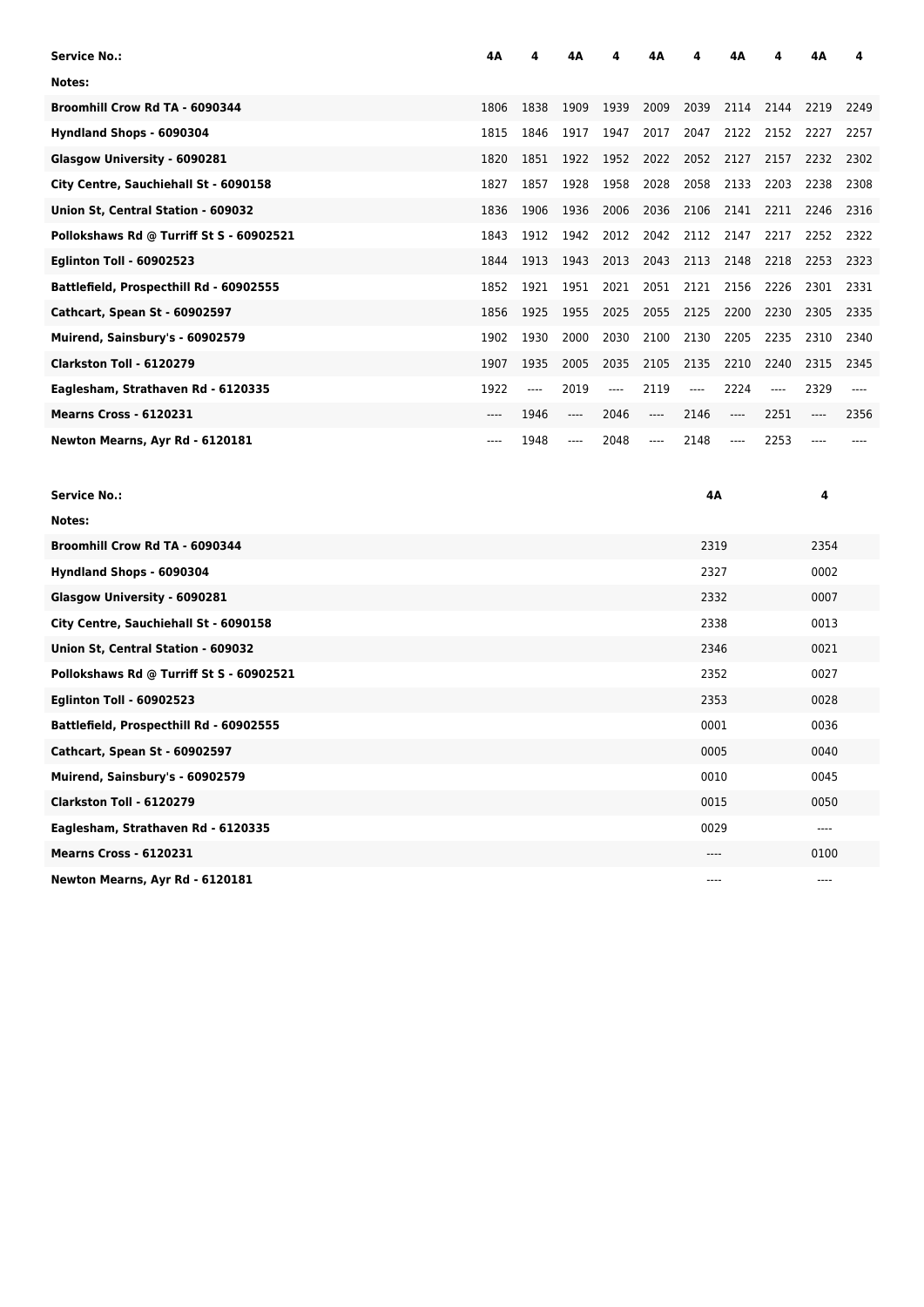| Service No.: | 4A | 4 | 4A | 4 | 4A | 4 | 4A | 4 | 4A | 4 |
|---|---|---|---|---|---|---|---|---|---|---|
| Notes: | | | | | | | | | | |
| Broomhill Crow Rd TA - 6090344 | 1806 | 1838 | 1909 | 1939 | 2009 | 2039 | 2114 | 2144 | 2219 | 2249 |
| Hyndland Shops - 6090304 | 1815 | 1846 | 1917 | 1947 | 2017 | 2047 | 2122 | 2152 | 2227 | 2257 |
| Glasgow University - 6090281 | 1820 | 1851 | 1922 | 1952 | 2022 | 2052 | 2127 | 2157 | 2232 | 2302 |
| City Centre, Sauchiehall St - 6090158 | 1827 | 1857 | 1928 | 1958 | 2028 | 2058 | 2133 | 2203 | 2238 | 2308 |
| Union St, Central Station - 609032 | 1836 | 1906 | 1936 | 2006 | 2036 | 2106 | 2141 | 2211 | 2246 | 2316 |
| Pollokshaws Rd @ Turriff St S - 60902521 | 1843 | 1912 | 1942 | 2012 | 2042 | 2112 | 2147 | 2217 | 2252 | 2322 |
| Eglinton Toll - 60902523 | 1844 | 1913 | 1943 | 2013 | 2043 | 2113 | 2148 | 2218 | 2253 | 2323 |
| Battlefield, Prospecthill Rd - 60902555 | 1852 | 1921 | 1951 | 2021 | 2051 | 2121 | 2156 | 2226 | 2301 | 2331 |
| Cathcart, Spean St - 60902597 | 1856 | 1925 | 1955 | 2025 | 2055 | 2125 | 2200 | 2230 | 2305 | 2335 |
| Muirend, Sainsbury's - 60902579 | 1902 | 1930 | 2000 | 2030 | 2100 | 2130 | 2205 | 2235 | 2310 | 2340 |
| Clarkston Toll - 6120279 | 1907 | 1935 | 2005 | 2035 | 2105 | 2135 | 2210 | 2240 | 2315 | 2345 |
| Eaglesham, Strathaven Rd - 6120335 | 1922 | ---- | 2019 | ---- | 2119 | ---- | 2224 | ---- | 2329 | ---- |
| Mearns Cross - 6120231 | ---- | 1946 | ---- | 2046 | ---- | 2146 | ---- | 2251 | ---- | 2356 |
| Newton Mearns, Ayr Rd - 6120181 | ---- | 1948 | ---- | 2048 | ---- | 2148 | ---- | 2253 | ---- | ---- |

| Service No.: | 4A | 4 |
|---|---|---|
| Notes: | | |
| Broomhill Crow Rd TA - 6090344 | 2319 | 2354 |
| Hyndland Shops - 6090304 | 2327 | 0002 |
| Glasgow University - 6090281 | 2332 | 0007 |
| City Centre, Sauchiehall St - 6090158 | 2338 | 0013 |
| Union St, Central Station - 609032 | 2346 | 0021 |
| Pollokshaws Rd @ Turriff St S - 60902521 | 2352 | 0027 |
| Eglinton Toll - 60902523 | 2353 | 0028 |
| Battlefield, Prospecthill Rd - 60902555 | 0001 | 0036 |
| Cathcart, Spean St - 60902597 | 0005 | 0040 |
| Muirend, Sainsbury's - 60902579 | 0010 | 0045 |
| Clarkston Toll - 6120279 | 0015 | 0050 |
| Eaglesham, Strathaven Rd - 6120335 | 0029 | ---- |
| Mearns Cross - 6120231 | ---- | 0100 |
| Newton Mearns, Ayr Rd - 6120181 | ---- | ---- |